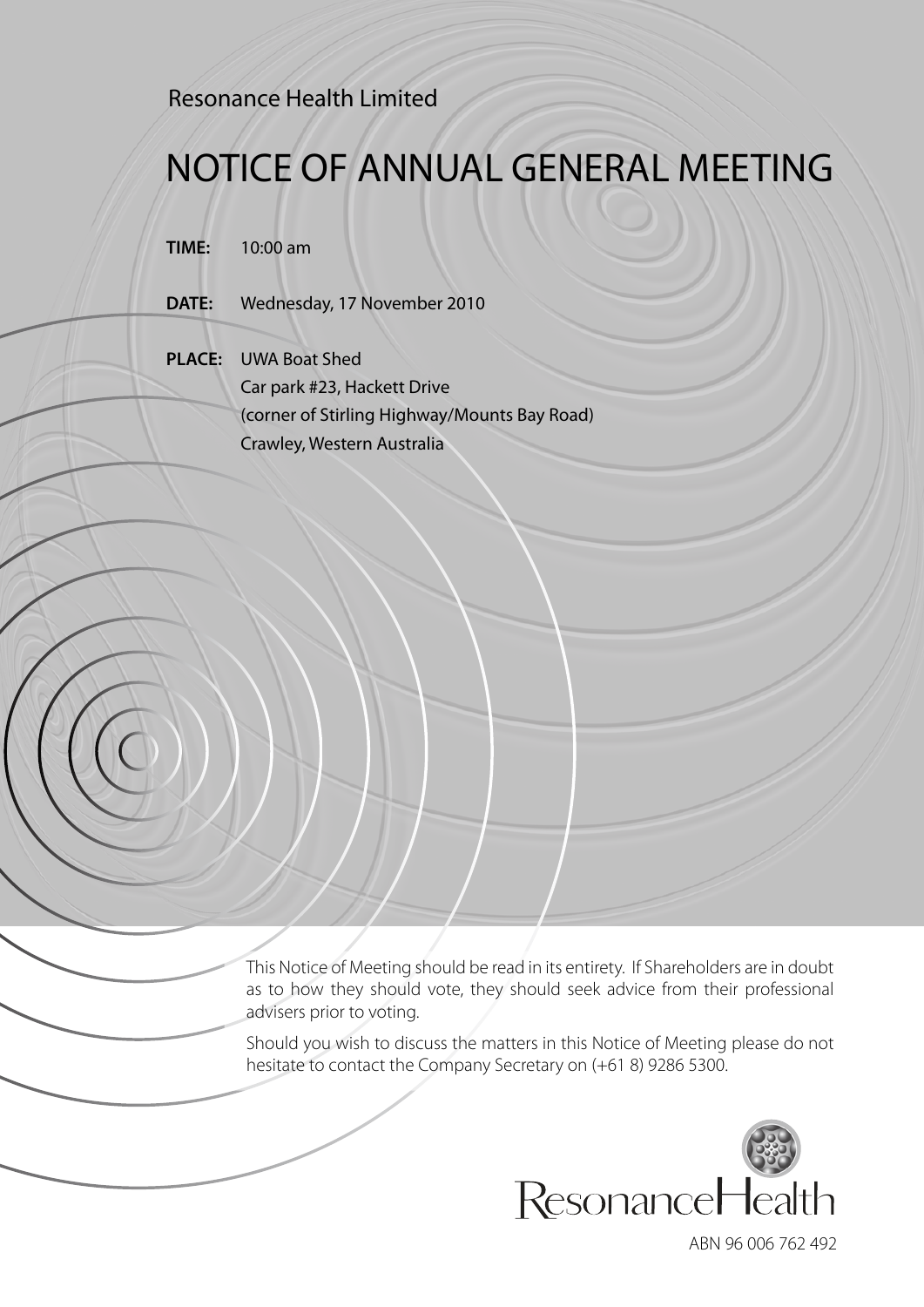Resonance Health Limited

# NOTICE OF ANNUAL GENERAL MEETING

**TIME:** 10:00 am

**DATE:** Wednesday, 17 November 2010

**PLACE:** UWA Boat Shed
Car park #23, Hackett Drive
(corner of Stirling Highway/Mounts Bay Road)
Crawley, Western Australia

This Notice of Meeting should be read in its entirety. If Shareholders are in doubt as to how they should vote, they should seek advice from their professional advisers prior to voting.

Should you wish to discuss the matters in this Notice of Meeting please do not hesitate to contact the Company Secretary on (+61 8) 9286 5300.

ResonanceHealth

ABN 96 006 762 492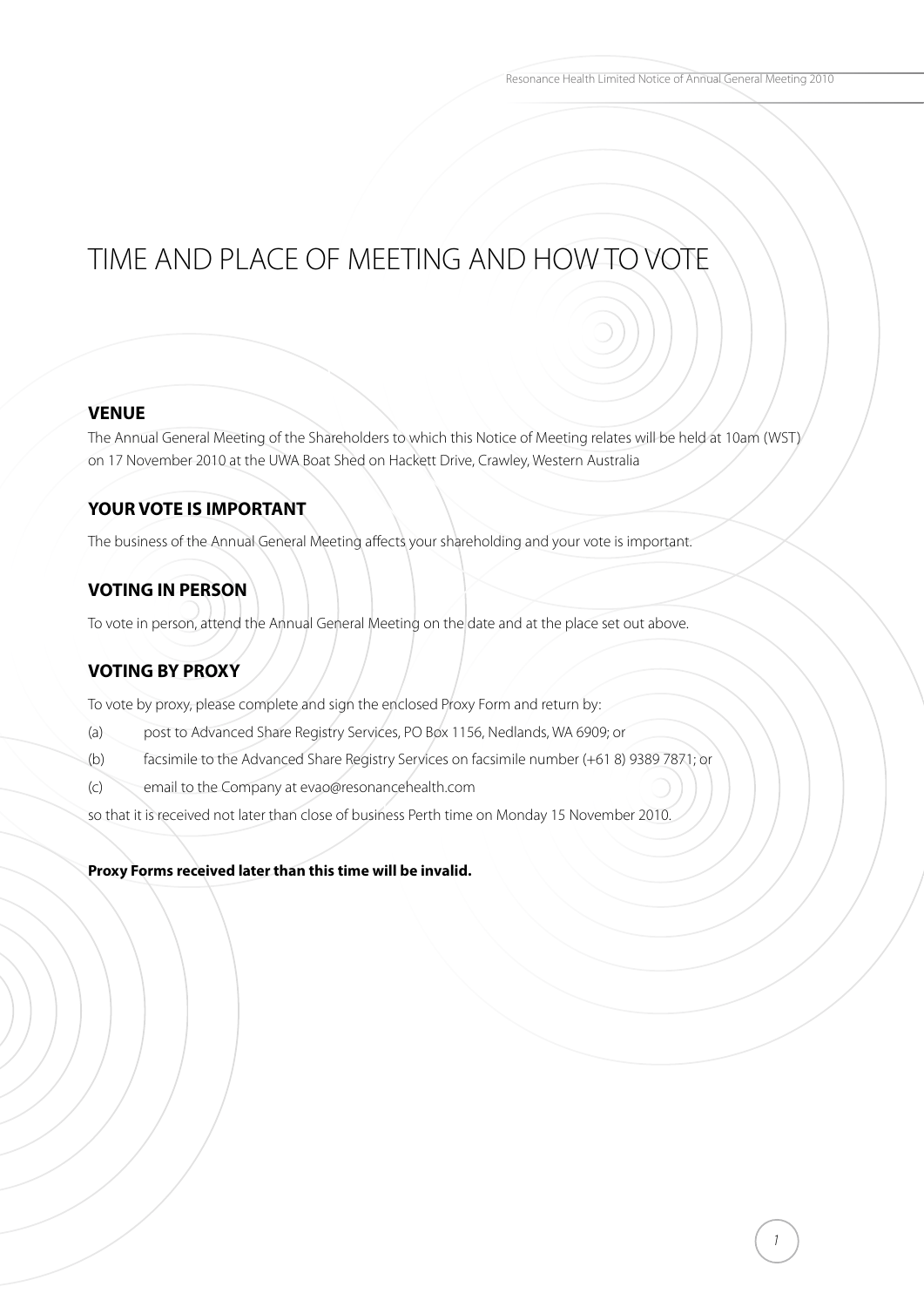# TIME AND PLACE OF MEETING AND HOW TO VOTE

## VENUE

The Annual General Meeting of the Shareholders to which this Notice of Meeting relates will be held at 10am (WST) on 17 November 2010 at the UWA Boat Shed on Hackett Drive, Crawley, Western Australia

## YOUR VOTE IS IMPORTANT

The business of the Annual General Meeting affects your shareholding and your vote is important.

## VOTING IN PERSON

To vote in person, attend the Annual General Meeting on the date and at the place set out above.

## VOTING BY PROXY

To vote by proxy, please complete and sign the enclosed Proxy Form and return by:

(a) post to Advanced Share Registry Services, PO Box 1156, Nedlands, WA 6909; or

(b) facsimile to the Advanced Share Registry Services on facsimile number (+61 8) 9389 7871; or

(c) email to the Company at evao@resonancehealth.com

so that it is received not later than close of business Perth time on Monday 15 November 2010.

**Proxy Forms received later than this time will be invalid.**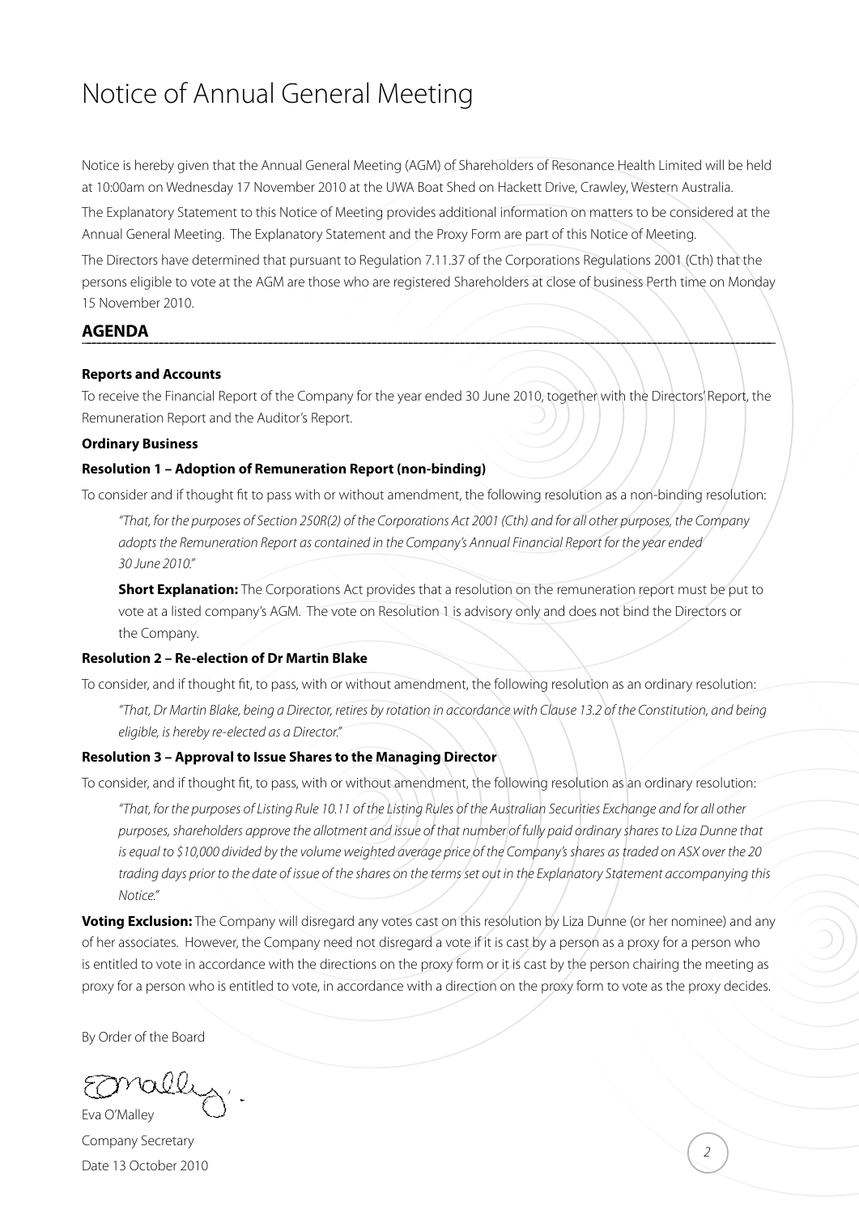# Notice of Annual General Meeting

Notice is hereby given that the Annual General Meeting (AGM) of Shareholders of Resonance Health Limited will be held at 10:00am on Wednesday 17 November 2010 at the UWA Boat Shed on Hackett Drive, Crawley, Western Australia.

The Explanatory Statement to this Notice of Meeting provides additional information on matters to be considered at the Annual General Meeting. The Explanatory Statement and the Proxy Form are part of this Notice of Meeting.

The Directors have determined that pursuant to Regulation 7.11.37 of the Corporations Regulations 2001 (Cth) that the persons eligible to vote at the AGM are those who are registered Shareholders at close of business Perth time on Monday 15 November 2010.

## AGENDA

**Reports and Accounts**

To receive the Financial Report of the Company for the year ended 30 June 2010, together with the Directors' Report, the Remuneration Report and the Auditor's Report.

**Ordinary Business**

**Resolution 1 – Adoption of Remuneration Report (non-binding)**

To consider and if thought fit to pass with or without amendment, the following resolution as a non-binding resolution:

*"That, for the purposes of Section 250R(2) of the Corporations Act 2001 (Cth) and for all other purposes, the Company adopts the Remuneration Report as contained in the Company's Annual Financial Report for the year ended 30 June 2010."*

**Short Explanation:** The Corporations Act provides that a resolution on the remuneration report must be put to vote at a listed company's AGM. The vote on Resolution 1 is advisory only and does not bind the Directors or the Company.

**Resolution 2 – Re-election of Dr Martin Blake**

To consider, and if thought fit, to pass, with or without amendment, the following resolution as an ordinary resolution:

*"That, Dr Martin Blake, being a Director, retires by rotation in accordance with Clause 13.2 of the Constitution, and being eligible, is hereby re-elected as a Director."*

**Resolution 3 – Approval to Issue Shares to the Managing Director**

To consider, and if thought fit, to pass, with or without amendment, the following resolution as an ordinary resolution:

*"That, for the purposes of Listing Rule 10.11 of the Listing Rules of the Australian Securities Exchange and for all other purposes, shareholders approve the allotment and issue of that number of fully paid ordinary shares to Liza Dunne that is equal to $10,000 divided by the volume weighted average price of the Company's shares as traded on ASX over the 20 trading days prior to the date of issue of the shares on the terms set out in the Explanatory Statement accompanying this Notice."*

**Voting Exclusion:** The Company will disregard any votes cast on this resolution by Liza Dunne (or her nominee) and any of her associates. However, the Company need not disregard a vote if it is cast by a person as a proxy for a person who is entitled to vote in accordance with the directions on the proxy form or it is cast by the person chairing the meeting as proxy for a person who is entitled to vote, in accordance with a direction on the proxy form to vote as the proxy decides.

By Order of the Board

Eva O'Malley
Company Secretary
Date 13 October 2010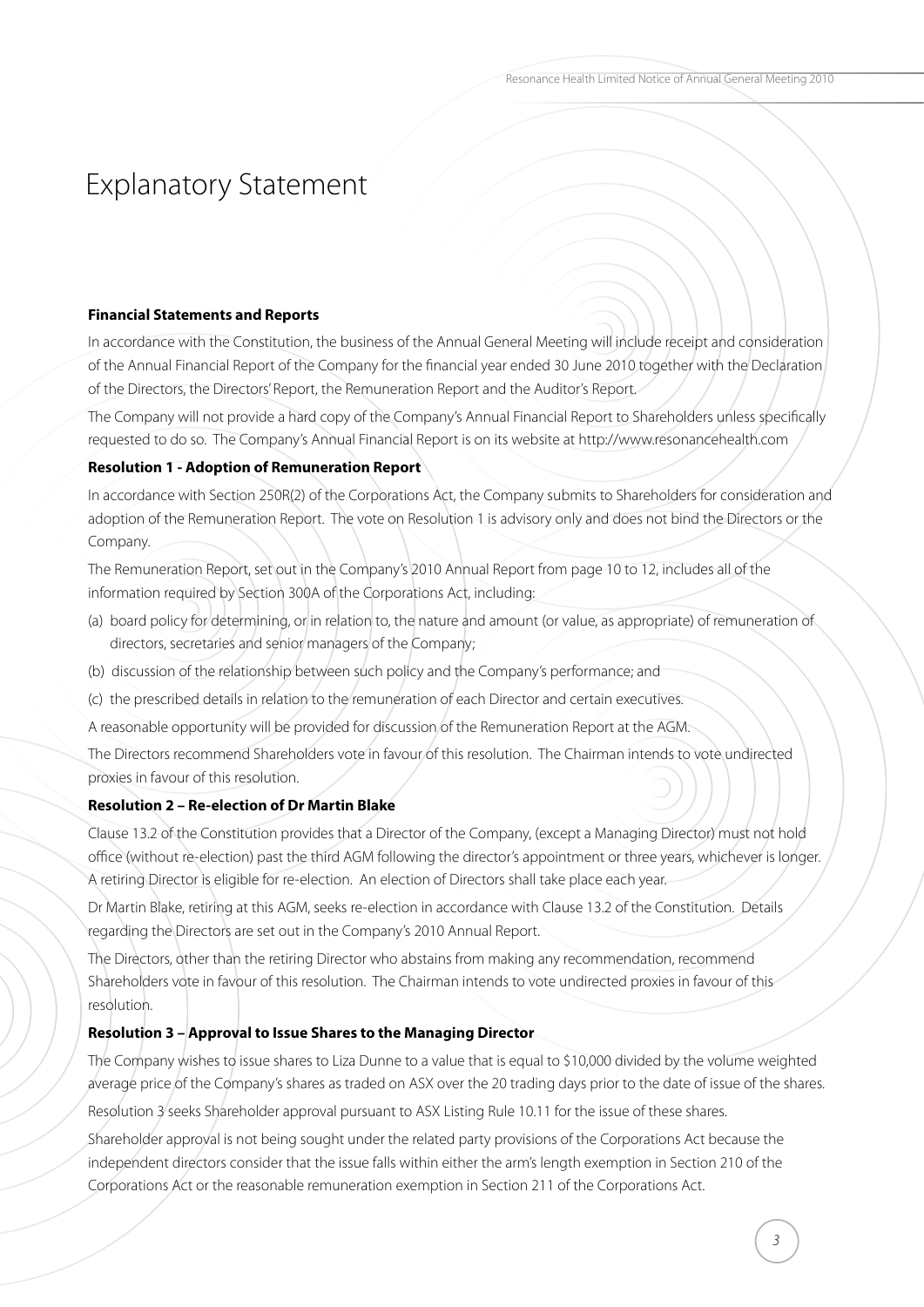# Explanatory Statement

**Financial Statements and Reports**

In accordance with the Constitution, the business of the Annual General Meeting will include receipt and consideration of the Annual Financial Report of the Company for the financial year ended 30 June 2010 together with the Declaration of the Directors, the Directors' Report, the Remuneration Report and the Auditor's Report.

The Company will not provide a hard copy of the Company's Annual Financial Report to Shareholders unless specifically requested to do so. The Company's Annual Financial Report is on its website at http://www.resonancehealth.com

**Resolution 1 - Adoption of Remuneration Report**

In accordance with Section 250R(2) of the Corporations Act, the Company submits to Shareholders for consideration and adoption of the Remuneration Report. The vote on Resolution 1 is advisory only and does not bind the Directors or the Company.

The Remuneration Report, set out in the Company's 2010 Annual Report from page 10 to 12, includes all of the information required by Section 300A of the Corporations Act, including:

(a) board policy for determining, or in relation to, the nature and amount (or value, as appropriate) of remuneration of directors, secretaries and senior managers of the Company;

(b) discussion of the relationship between such policy and the Company's performance; and

(c) the prescribed details in relation to the remuneration of each Director and certain executives.

A reasonable opportunity will be provided for discussion of the Remuneration Report at the AGM.

The Directors recommend Shareholders vote in favour of this resolution. The Chairman intends to vote undirected proxies in favour of this resolution.

**Resolution 2 – Re-election of Dr Martin Blake**

Clause 13.2 of the Constitution provides that a Director of the Company, (except a Managing Director) must not hold office (without re-election) past the third AGM following the director's appointment or three years, whichever is longer. A retiring Director is eligible for re-election. An election of Directors shall take place each year.

Dr Martin Blake, retiring at this AGM, seeks re-election in accordance with Clause 13.2 of the Constitution. Details regarding the Directors are set out in the Company's 2010 Annual Report.

The Directors, other than the retiring Director who abstains from making any recommendation, recommend Shareholders vote in favour of this resolution. The Chairman intends to vote undirected proxies in favour of this resolution.

**Resolution 3 – Approval to Issue Shares to the Managing Director**

The Company wishes to issue shares to Liza Dunne to a value that is equal to $10,000 divided by the volume weighted average price of the Company's shares as traded on ASX over the 20 trading days prior to the date of issue of the shares.

Resolution 3 seeks Shareholder approval pursuant to ASX Listing Rule 10.11 for the issue of these shares.

Shareholder approval is not being sought under the related party provisions of the Corporations Act because the independent directors consider that the issue falls within either the arm's length exemption in Section 210 of the Corporations Act or the reasonable remuneration exemption in Section 211 of the Corporations Act.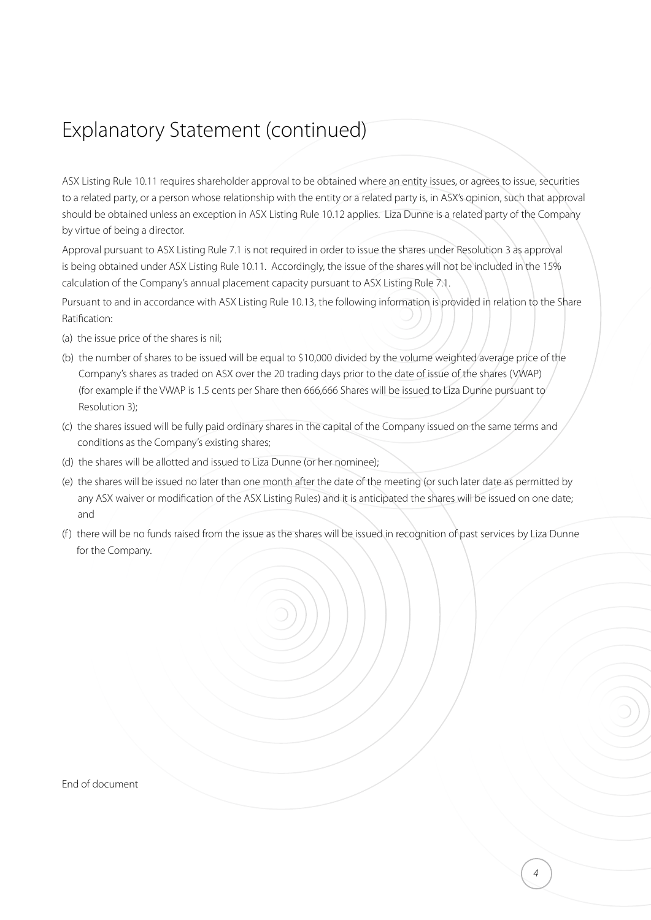# Explanatory Statement (continued)

ASX Listing Rule 10.11 requires shareholder approval to be obtained where an entity issues, or agrees to issue, securities to a related party, or a person whose relationship with the entity or a related party is, in ASX's opinion, such that approval should be obtained unless an exception in ASX Listing Rule 10.12 applies. Liza Dunne is a related party of the Company by virtue of being a director.

Approval pursuant to ASX Listing Rule 7.1 is not required in order to issue the shares under Resolution 3 as approval is being obtained under ASX Listing Rule 10.11. Accordingly, the issue of the shares will not be included in the 15% calculation of the Company's annual placement capacity pursuant to ASX Listing Rule 7.1.

Pursuant to and in accordance with ASX Listing Rule 10.13, the following information is provided in relation to the Share Ratification:

(a) the issue price of the shares is nil;

(b) the number of shares to be issued will be equal to $10,000 divided by the volume weighted average price of the Company's shares as traded on ASX over the 20 trading days prior to the date of issue of the shares (VWAP) (for example if the VWAP is 1.5 cents per Share then 666,666 Shares will be issued to Liza Dunne pursuant to Resolution 3);

(c) the shares issued will be fully paid ordinary shares in the capital of the Company issued on the same terms and conditions as the Company's existing shares;

(d) the shares will be allotted and issued to Liza Dunne (or her nominee);

(e) the shares will be issued no later than one month after the date of the meeting (or such later date as permitted by any ASX waiver or modification of the ASX Listing Rules) and it is anticipated the shares will be issued on one date; and

(f) there will be no funds raised from the issue as the shares will be issued in recognition of past services by Liza Dunne for the Company.

End of document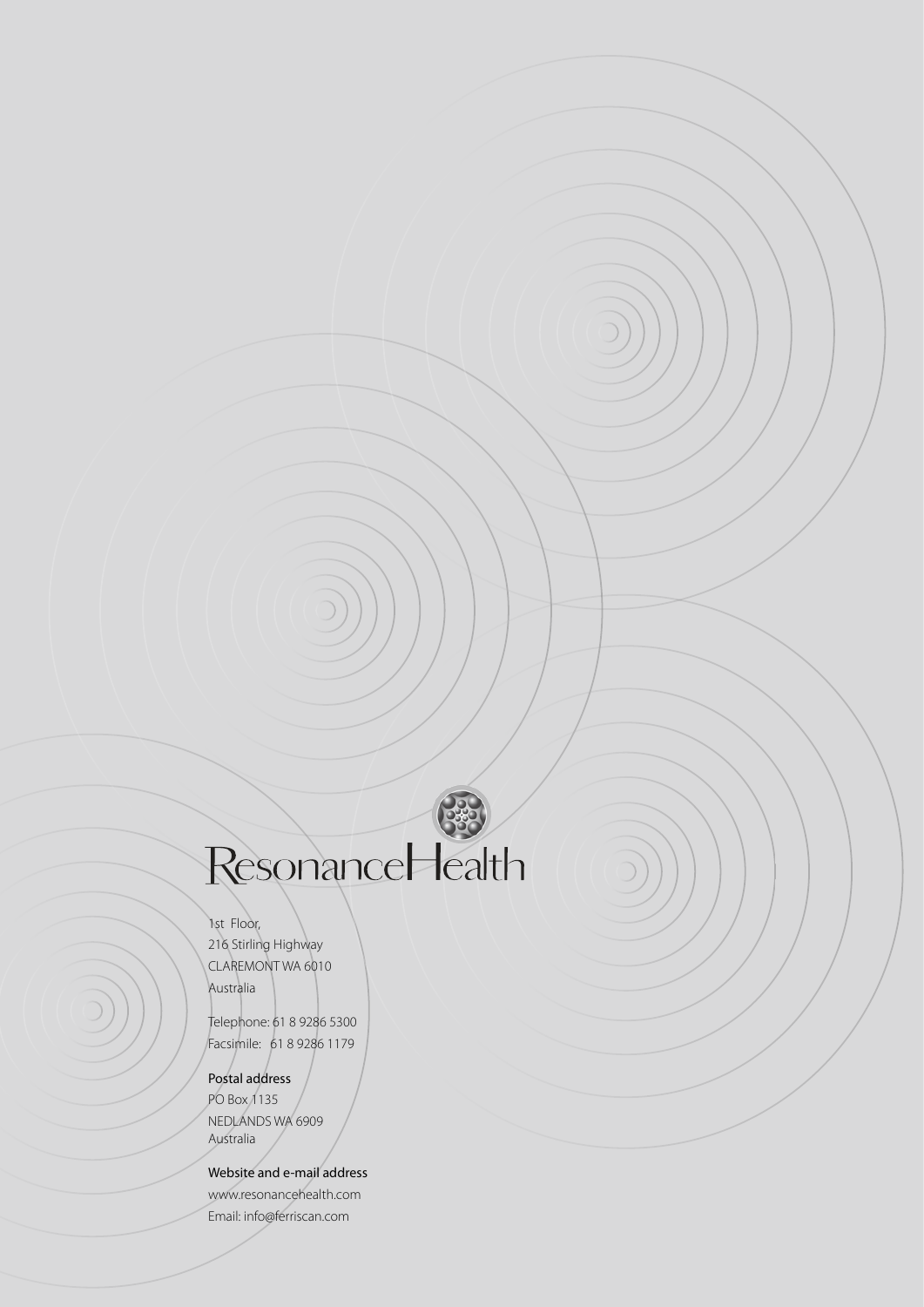ResonanceHealth

1st Floor,
216 Stirling Highway
CLAREMONT WA 6010
Australia

Telephone: 61 8 9286 5300
Facsimile: 61 8 9286 1179

**Postal address**
PO Box 1135
NEDLANDS WA 6909
Australia

**Website and e-mail address**
www.resonancehealth.com
Email: info@ferriscan.com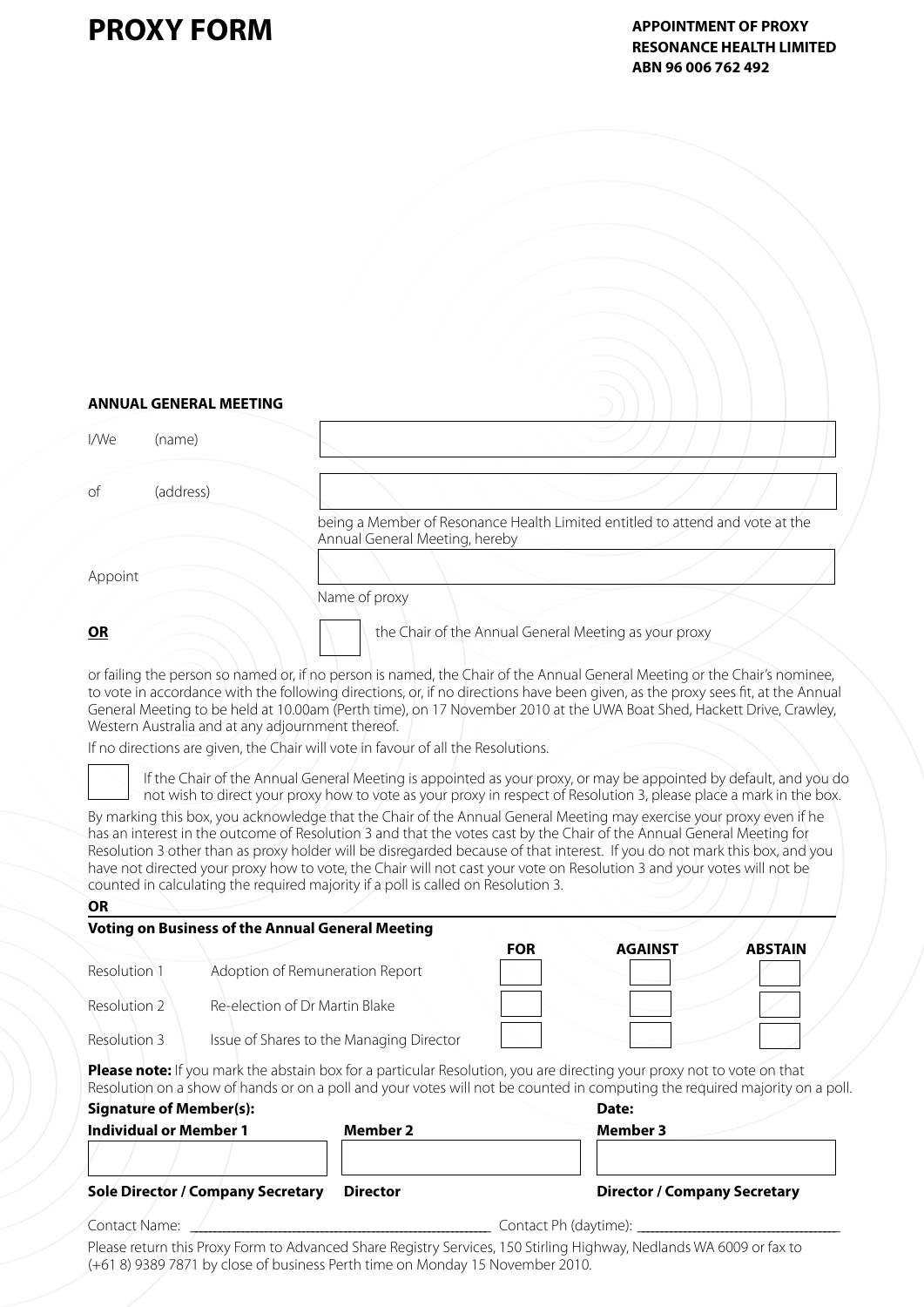# PROXY FORM

**APPOINTMENT OF PROXY**
**RESONANCE HEALTH LIMITED**
**ABN 96 006 762 492**

**ANNUAL GENERAL MEETING**

I/We (name) ______________________________

of (address) ______________________________

being a Member of Resonance Health Limited entitled to attend and vote at the Annual General Meeting, hereby

Appoint ______________________________
Name of proxy

**OR** ☐ the Chair of the Annual General Meeting as your proxy

or failing the person so named or, if no person is named, the Chair of the Annual General Meeting or the Chair's nominee, to vote in accordance with the following directions, or, if no directions have been given, as the proxy sees fit, at the Annual General Meeting to be held at 10.00am (Perth time), on 17 November 2010 at the UWA Boat Shed, Hackett Drive, Crawley, Western Australia and at any adjournment thereof.

If no directions are given, the Chair will vote in favour of all the Resolutions.

☐ If the Chair of the Annual General Meeting is appointed as your proxy, or may be appointed by default, and you do not wish to direct your proxy how to vote as your proxy in respect of Resolution 3, please place a mark in the box.

By marking this box, you acknowledge that the Chair of the Annual General Meeting may exercise your proxy even if he has an interest in the outcome of Resolution 3 and that the votes cast by the Chair of the Annual General Meeting for Resolution 3 other than as proxy holder will be disregarded because of that interest. If you do not mark this box, and you have not directed your proxy how to vote, the Chair will not cast your vote on Resolution 3 and your votes will not be counted in calculating the required majority if a poll is called on Resolution 3.

**OR**

**Voting on Business of the Annual General Meeting**

| | | FOR | AGAINST | ABSTAIN |
|---|---|---|---|---|
| Resolution 1 | Adoption of Remuneration Report | ☐ | ☐ | ☐ |
| Resolution 2 | Re-election of Dr Martin Blake | ☐ | ☐ | ☐ |
| Resolution 3 | Issue of Shares to the Managing Director | ☐ | ☐ | ☐ |

**Please note:** If you mark the abstain box for a particular Resolution, you are directing your proxy not to vote on that Resolution on a show of hands or on a poll and your votes will not be counted in computing the required majority on a poll.

**Signature of Member(s):** **Date:**

| **Individual or Member 1** | **Member 2** | **Member 3** |
|---|---|---|
| | | |
| **Sole Director / Company Secretary** | **Director** | **Director / Company Secretary** |

Contact Name: ______________________________ Contact Ph (daytime): ______________________________

Please return this Proxy Form to Advanced Share Registry Services, 150 Stirling Highway, Nedlands WA 6009 or fax to (+61 8) 9389 7871 by close of business Perth time on Monday 15 November 2010.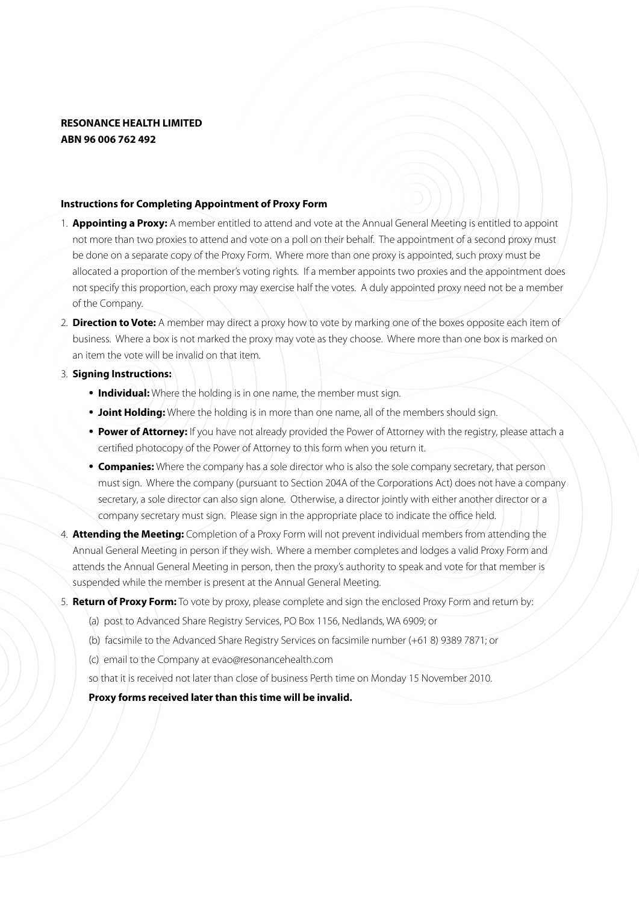**RESONANCE HEALTH LIMITED**
**ABN 96 006 762 492**

**Instructions for Completing Appointment of Proxy Form**

1. **Appointing a Proxy:** A member entitled to attend and vote at the Annual General Meeting is entitled to appoint not more than two proxies to attend and vote on a poll on their behalf. The appointment of a second proxy must be done on a separate copy of the Proxy Form. Where more than one proxy is appointed, such proxy must be allocated a proportion of the member's voting rights. If a member appoints two proxies and the appointment does not specify this proportion, each proxy may exercise half the votes. A duly appointed proxy need not be a member of the Company.
2. **Direction to Vote:** A member may direct a proxy how to vote by marking one of the boxes opposite each item of business. Where a box is not marked the proxy may vote as they choose. Where more than one box is marked on an item the vote will be invalid on that item.
3. **Signing Instructions:**
   - **Individual:** Where the holding is in one name, the member must sign.
   - **Joint Holding:** Where the holding is in more than one name, all of the members should sign.
   - **Power of Attorney:** If you have not already provided the Power of Attorney with the registry, please attach a certified photocopy of the Power of Attorney to this form when you return it.
   - **Companies:** Where the company has a sole director who is also the sole company secretary, that person must sign. Where the company (pursuant to Section 204A of the Corporations Act) does not have a company secretary, a sole director can also sign alone. Otherwise, a director jointly with either another director or a company secretary must sign. Please sign in the appropriate place to indicate the office held.
4. **Attending the Meeting:** Completion of a Proxy Form will not prevent individual members from attending the Annual General Meeting in person if they wish. Where a member completes and lodges a valid Proxy Form and attends the Annual General Meeting in person, then the proxy's authority to speak and vote for that member is suspended while the member is present at the Annual General Meeting.
5. **Return of Proxy Form:** To vote by proxy, please complete and sign the enclosed Proxy Form and return by:

   (a) post to Advanced Share Registry Services, PO Box 1156, Nedlands, WA 6909; or

   (b) facsimile to the Advanced Share Registry Services on facsimile number (+61 8) 9389 7871; or

   (c) email to the Company at evao@resonancehealth.com

   so that it is received not later than close of business Perth time on Monday 15 November 2010.

   **Proxy forms received later than this time will be invalid.**